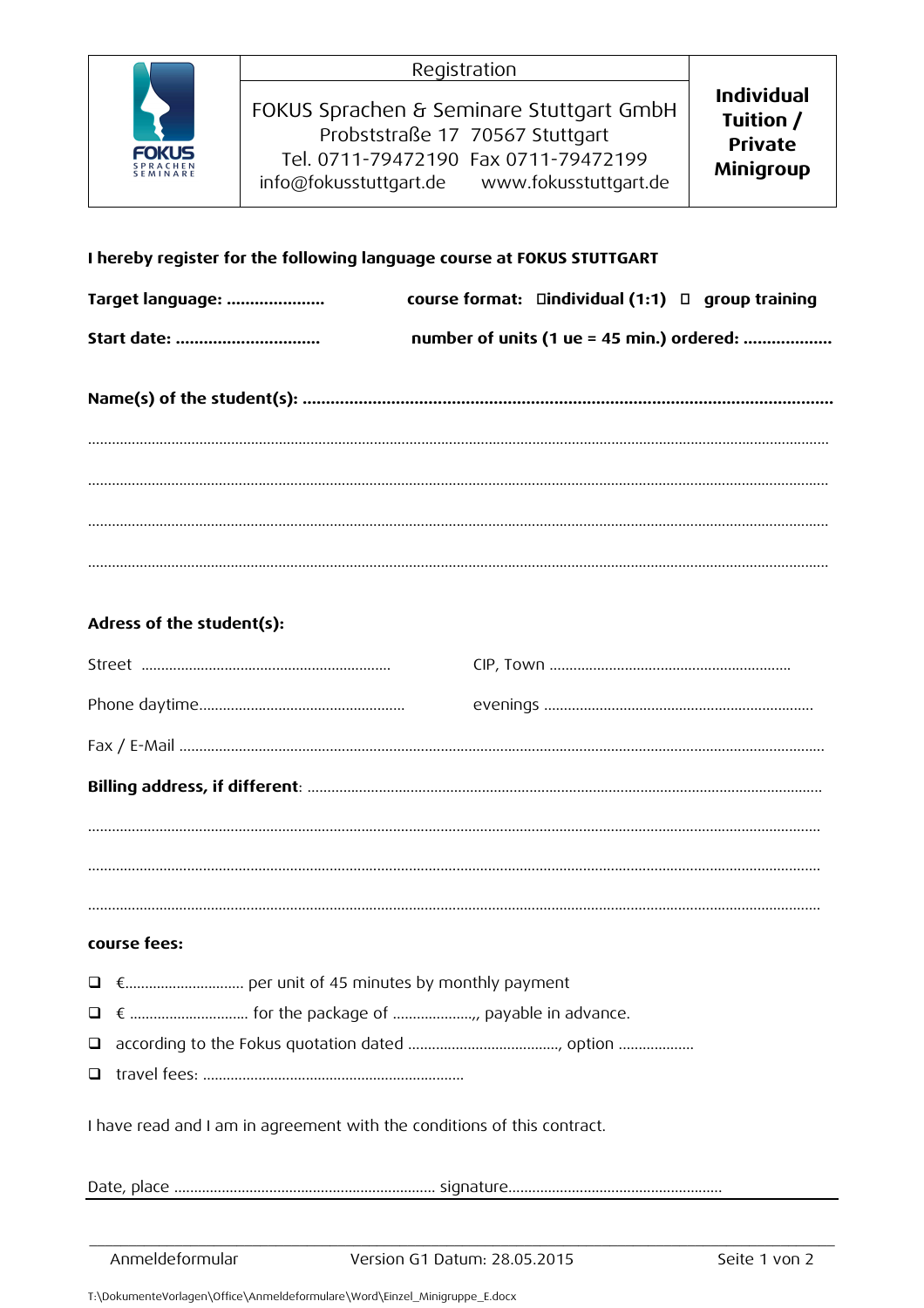| FOKUS SPRACHEN SEMINARE | Registration<br>FOKUS Sprachen & Seminare Stuttgart GmbH<br>Probststraße 17 70567 Stuttgart<br>Tel. 0711-79472190 Fax 0711-79472199<br>info@fokusstuttgart.de www.fokusstuttgart.de | **Individual Tuition / Private Minigroup** |
|---|---|---|

**I hereby register for the following language course at FOKUS STUTTGART**

**Target language: ....................** **course format:** ☐**individual (1:1)** ☐ **group training**

**Start date: ..............................** **number of units (1 ue = 45 min.) ordered: ..................**

**Name(s) of the student(s): ...........................................................................................................**

.......................................................................................................................................................

.......................................................................................................................................................

.......................................................................................................................................................

.......................................................................................................................................................

**Adress of the student(s):**

Street .............................................................. CIP, Town ............................................................

Phone daytime................................................... evenings ...................................................................

Fax / E-Mail .....................................................................................................................................................

**Billing address, if different**: ..............................................................................................................

.......................................................................................................................................................

.......................................................................................................................................................

.......................................................................................................................................................

**course fees:**

- ☐ €............................. per unit of 45 minutes by monthly payment
- ☐ € ............................. for the package of ....................,, payable in advance.
- ☐ according to the Fokus quotation dated ....................................., option ..................
- ☐ travel fees: ................................................................

I have read and I am in agreement with the conditions of this contract.

Date, place ................................................................. signature....................................................

Anmeldeformular Version G1 Datum: 28.05.2015

T:\DokumenteVorlagen\Office\Anmeldeformulare\Word\Einzel_Minigruppe_E.docx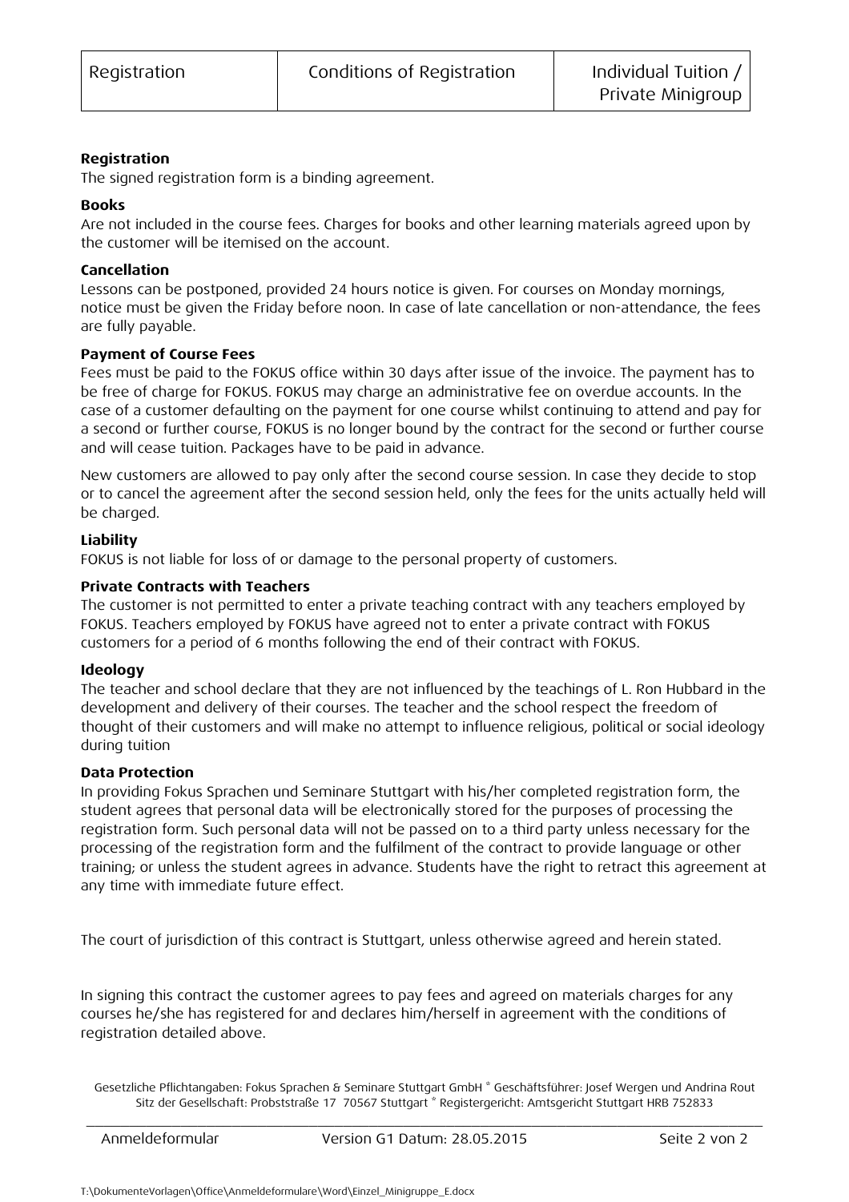| | | |
|---|---|---|
| Registration | Conditions of Registration | Individual Tuition / Private Minigroup |

**Registration**
The signed registration form is a binding agreement.

**Books**
Are not included in the course fees. Charges for books and other learning materials agreed upon by the customer will be itemised on the account.

**Cancellation**
Lessons can be postponed, provided 24 hours notice is given. For courses on Monday mornings, notice must be given the Friday before noon. In case of late cancellation or non-attendance, the fees are fully payable.

**Payment of Course Fees**
Fees must be paid to the FOKUS office within 30 days after issue of the invoice. The payment has to be free of charge for FOKUS. FOKUS may charge an administrative fee on overdue accounts. In the case of a customer defaulting on the payment for one course whilst continuing to attend and pay for a second or further course, FOKUS is no longer bound by the contract for the second or further course and will cease tuition. Packages have to be paid in advance.

New customers are allowed to pay only after the second course session. In case they decide to stop or to cancel the agreement after the second session held, only the fees for the units actually held will be charged.

**Liability**
FOKUS is not liable for loss of or damage to the personal property of customers.

**Private Contracts with Teachers**
The customer is not permitted to enter a private teaching contract with any teachers employed by FOKUS. Teachers employed by FOKUS have agreed not to enter a private contract with FOKUS customers for a period of 6 months following the end of their contract with FOKUS.

**Ideology**
The teacher and school declare that they are not influenced by the teachings of L. Ron Hubbard in the development and delivery of their courses. The teacher and the school respect the freedom of thought of their customers and will make no attempt to influence religious, political or social ideology during tuition

**Data Protection**
In providing Fokus Sprachen und Seminare Stuttgart with his/her completed registration form, the student agrees that personal data will be electronically stored for the purposes of processing the registration form. Such personal data will not be passed on to a third party unless necessary for the processing of the registration form and the fulfilment of the contract to provide language or other training; or unless the student agrees in advance. Students have the right to retract this agreement at any time with immediate future effect.

The court of jurisdiction of this contract is Stuttgart, unless otherwise agreed and herein stated.

In signing this contract the customer agrees to pay fees and agreed on materials charges for any courses he/she has registered for and declares him/herself in agreement with the conditions of registration detailed above.

Gesetzliche Pflichtangaben: Fokus Sprachen & Seminare Stuttgart GmbH * Geschäftsführer: Josef Wergen und Andrina Rout
Sitz der Gesellschaft: Probststraße 17 70567 Stuttgart * Registergericht: Amtsgericht Stuttgart HRB 752833

Anmeldeformular Version G1 Datum: 28.05.2015

T:\DokumenteVorlagen\Office\Anmeldeformulare\Word\Einzel_Minigruppe_E.docx